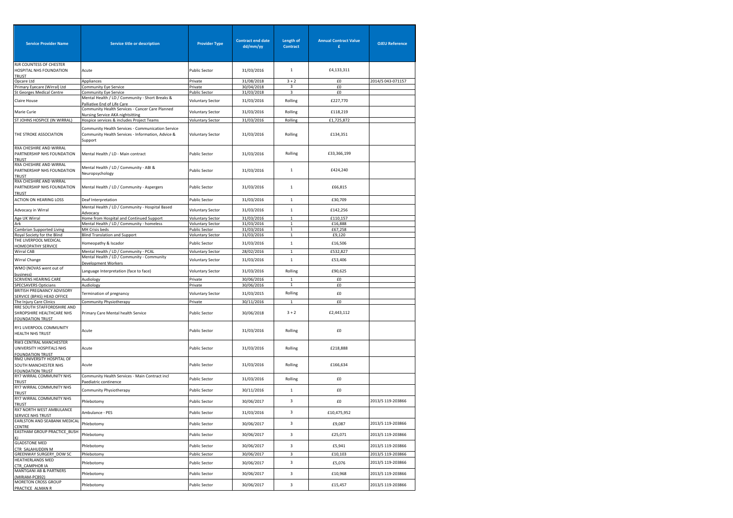| Service Provider Name | Service title or description | Provider Type | Contract end date dd/mm/yy | Length of Contract | Annual Contract Value £ | OJEU Reference |
|---|---|---|---|---|---|---|
| RJR COUNTESS OF CHESTER HOSPITAL NHS FOUNDATION TRUST | Acute | Public Sector | 31/03/2016 | 1 | £4,133,311 | |
| Opcare Ltd | Appliances | Private | 31/08/2018 | 3 + 2 | £0 | 2014/S 043-071157 |
| Primary Eyecare (Wirral) Ltd | Community Eye Service | Private | 30/04/2018 | 3 | £0 | |
| St Georges Medical Centre | Community Eye Service | Public Sector | 31/03/2018 | 3 | £0 | |
| Claire House | Mental Health / LD / Community - Short Breaks & Palliative End of Life Care | Voluntary Sector | 31/03/2016 | Rolling | £227,770 | |
| Marie Curie | Community Health Services - Cancer Care Planned Nursing Service AKA nightsitting | Voluntary Sector | 31/03/2016 | Rolling | £118,219 | |
| ST JOHNS HOSPICE (IN WIRRAL) | Hospice services & includes Project Teams | Voluntary Sector | 31/03/2016 | Rolling | £1,725,872 | |
| THE STROKE ASSOCIATION | Community Health Services - Communication Service Community Health Services - Information, Advice & Support | Voluntary Sector | 31/03/2016 | Rolling | £134,351 | |
| RXA CHESHIRE AND WIRRAL PARTNERSHIP NHS FOUNDATION TRUST | Mental Health / LD - Main contract | Public Sector | 31/03/2016 | Rolling | £33,366,199 | |
| RXA CHESHIRE AND WIRRAL PARTNERSHIP NHS FOUNDATION TRUST | Mental Health / LD / Community - ABI & Neuropsychology | Public Sector | 31/03/2016 | 1 | £424,240 | |
| RXA CHESHIRE AND WIRRAL PARTNERSHIP NHS FOUNDATION TRUST | Mental Health / LD / Community - Aspergers | Public Sector | 31/03/2016 | 1 | £66,815 | |
| ACTION ON HEARING LOSS | Deaf Interpretation | Public Sector | 31/03/2016 | 1 | £30,709 | |
| Advocacy in Wirral | Mental Health / LD / Community - Hospital Based Advocacy | Voluntary Sector | 31/03/2016 | 1 | £142,256 | |
| Age UK Wirral | Home from Hospital and Continued Support | Voluntary Sector | 31/03/2016 | 1 | £110,157 | |
| Ark | Mental Health / LD / Community - homeless | Voluntary Sector | 31/03/2016 | 1 | £16,888 | |
| Cambrian Supported Living | MH Crisis beds | Public Sector | 31/03/2016 | 1 | £67,258 | |
| Royal Society for the Blind | Blind Translation and Support | Voluntary Sector | 31/03/2016 | 1 | £9,120 | |
| THE LIVERPOOL MEDICAL HOMEOPATHY SERVICE | Homeopathy & Iscador | Public Sector | 31/03/2016 | 1 | £16,506 | |
| Wirral CAB | Mental Health / LD / Community - PCAL | Voluntary Sector | 28/02/2016 | 1 | £532,827 | |
| Wirral Change | Mental Health / LD / Community - Community Development Workers | Voluntary Sector | 31/03/2016 | 1 | £53,406 | |
| WMO (NOVAS went out of business) | Language Interpretation (face to face) | Voluntary Sector | 31/03/2016 | Rolling | £90,625 | |
| SCRIVENS HEARING CARE | Audiology | Private | 30/06/2016 | 1 | £0 | |
| SPECSAVERS Opticians | Audiology | Private | 30/06/2016 | 1 | £0 | |
| BRITISH PREGNANCY ADVISORY SERVICE (BPAS) HEAD OFFICE | Termination of pregnancy | Voluntary Sector | 31/03/2015 | Rolling | £0 | |
| The Injury Care Clinics | Community Physiotherapy | Private | 30/11/2016 | 1 | £0 | |
| RRE SOUTH STAFFORDSHIRE AND SHROPSHIRE HEALTHCARE NHS FOUNDATION TRUST | Primary Care Mental health Service | Public Sector | 30/06/2018 | 3 + 2 | £2,443,112 | |
| RY1 LIVERPOOL COMMUNITY HEALTH NHS TRUST | Acute | Public Sector | 31/03/2016 | Rolling | £0 | |
| RW3 CENTRAL MANCHESTER UNIVERSITY HOSPITALS NHS FOUNDATION TRUST | Acute | Public Sector | 31/03/2016 | Rolling | £218,888 | |
| RM2 UNIVERSITY HOSPITAL OF SOUTH MANCHESTER NHS FOUNDATION TRUST | Acute | Public Sector | 31/03/2016 | Rolling | £166,634 | |
| RY7 WIRRAL COMMUNITY NHS TRUST | Community Health Services - Main Contract incl Paediatric continence | Public Sector | 31/03/2016 | Rolling | £0 | |
| RY7 WIRRAL COMMUNITY NHS TRUST | Community Physiotherapy | Public Sector | 30/11/2016 | 1 | £0 | |
| RY7 WIRRAL COMMUNITY NHS TRUST | Phlebotomy | Public Sector | 30/06/2017 | 3 | £0 | 2013/S 119-203866 |
| RX7 NORTH WEST AMBULANCE SERVICE NHS TRUST | Ambulance - PES | Public Sector | 31/03/2016 | 3 | £10,475,952 | |
| EARLSTON AND SEABANK MEDICAL CENTRE | Phlebotomy | Public Sector | 30/06/2017 | 3 | £9,087 | 2013/S 119-203866 |
| EASTHAM GROUP PRACTICE_BUSH KJ | Phlebotomy | Public Sector | 30/06/2017 | 3 | £25,071 | 2013/S 119-203866 |
| GLADSTONE MED CTR_SALAHUDDIN M | Phlebotomy | Public Sector | 30/06/2017 | 3 | £5,941 | 2013/S 119-203866 |
| GREENWAY SURGERY_DOW SC | Phlebotomy | Public Sector | 30/06/2017 | 3 | £10,103 | 2013/S 119-203866 |
| HEATHERLANDS MED CTR_CAMPHOR IA | Phlebotomy | Public Sector | 30/06/2017 | 3 | £5,076 | 2013/S 119-203866 |
| MANTGANI AB & PARTNERS (MIRIAM-PC892) | Phlebotomy | Public Sector | 30/06/2017 | 3 | £10,968 | 2013/S 119-203866 |
| MORETON CROSS GROUP PRACTICE_ALMAN R | Phlebotomy | Public Sector | 30/06/2017 | 3 | £15,457 | 2013/S 119-203866 |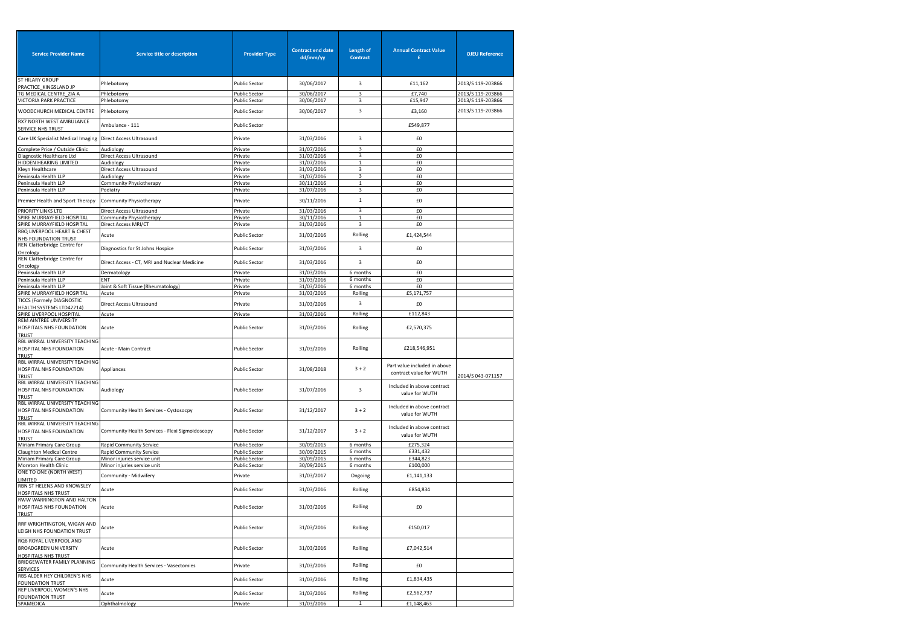| Service Provider Name | Service title or description | Provider Type | Contract end date dd/mm/yy | Length of Contract | Annual Contract Value £ | OJEU Reference |
|---|---|---|---|---|---|---|
| ST HILARY GROUP PRACTICE_KINGSLAND JP | Phlebotomy | Public Sector | 30/06/2017 | 3 | £11,162 | 2013/S 119-203866 |
| TG MEDICAL CENTRE_ZIA A | Phlebotomy | Public Sector | 30/06/2017 | 3 | £7,740 | 2013/S 119-203866 |
| VICTORIA PARK PRACTICE | Phlebotomy | Public Sector | 30/06/2017 | 3 | £15,947 | 2013/S 119-203866 |
| WOODCHURCH MEDICAL CENTRE | Phlebotomy | Public Sector | 30/06/2017 | 3 | £3,160 | 2013/S 119-203866 |
| RX7 NORTH WEST AMBULANCE SERVICE NHS TRUST | Ambulance - 111 | Public Sector | | | £549,877 | |
| Care UK Specialist Medical Imaging | Direct Access Ultrasound | Private | 31/03/2016 | 3 | £0 | |
| Complete Price / Outside Clinic | Audiology | Private | 31/07/2016 | 3 | £0 | |
| Diagnostic Healthcare Ltd | Direct Access Ultrasound | Private | 31/03/2016 | 3 | £0 | |
| HIDDEN HEARING LIMITED | Audiology | Private | 31/07/2016 | 1 | £0 | |
| Kleyn Healthcare | Direct Access Ultrasound | Private | 31/03/2016 | 3 | £0 | |
| Peninsula Health LLP | Audiology | Private | 31/07/2016 | 3 | £0 | |
| Peninsula Health LLP | Community Physiotherapy | Private | 30/11/2016 | 1 | £0 | |
| Peninsula Health LLP | Podiatry | Private | 31/07/2016 | 3 | £0 | |
| Premier Health and Sport Therapy | Community Physiotherapy | Private | 30/11/2016 | 1 | £0 | |
| PRIORITY LINKS LTD | Direct Access Ultrasound | Private | 31/03/2016 | 3 | £0 | |
| SPIRE MURRAYFIELD HOSPITAL | Community Physiotherapy | Private | 30/11/2016 | 1 | £0 | |
| SPIRE MURRAYFIELD HOSPITAL | Direct Access MRI/CT | Private | 31/03/2016 | 3 | £0 | |
| RBQ LIVERPOOL HEART & CHEST NHS FOUNDATION TRUST | Acute | Public Sector | 31/03/2016 | Rolling | £1,424,544 | |
| REN Clatterbridge Centre for Oncology | Diagnostics for St Johns Hospice | Public Sector | 31/03/2016 | 3 | £0 | |
| REN Clatterbridge Centre for Oncology | Direct Access - CT, MRI and Nuclear Medicine | Public Sector | 31/03/2016 | 3 | £0 | |
| Peninsula Health LLP | Dermatology | Private | 31/03/2016 | 6 months | £0 | |
| Peninsula Health LLP | ENT | Private | 31/03/2016 | 6 months | £0 | |
| Peninsula Health LLP | Joint & Soft Tissue (Rheumatology) | Private | 31/03/2016 | 6 months | £0 | |
| SPIRE MURRAYFIELD HOSPITAL | Acute | Private | 31/03/2016 | Rolling | £5,171,757 | |
| TICCS (Formely DIAGNOSTIC HEALTH SYSTEMS LTD42214) | Direct Access Ultrasound | Private | 31/03/2016 | 3 | £0 | |
| SPIRE LIVERPOOL HOSPITAL | Acute | Private | 31/03/2016 | Rolling | £112,843 | |
| REM AINTREE UNIVERSITY HOSPITALS NHS FOUNDATION TRUST | Acute | Public Sector | 31/03/2016 | Rolling | £2,570,375 | |
| RBL WIRRAL UNIVERSITY TEACHING HOSPITAL NHS FOUNDATION TRUST | Acute - Main Contract | Public Sector | 31/03/2016 | Rolling | £218,546,951 | |
| RBL WIRRAL UNIVERSITY TEACHING HOSPITAL NHS FOUNDATION TRUST | Appliances | Public Sector | 31/08/2018 | 3 + 2 | Part value included in above contract value for WUTH | 2014/S 043-071157 |
| RBL WIRRAL UNIVERSITY TEACHING HOSPITAL NHS FOUNDATION TRUST | Audiology | Public Sector | 31/07/2016 | 3 | Included in above contract value for WUTH | |
| RBL WIRRAL UNIVERSITY TEACHING HOSPITAL NHS FOUNDATION TRUST | Community Health Services - Cystosocpy | Public Sector | 31/12/2017 | 3 + 2 | Included in above contract value for WUTH | |
| RBL WIRRAL UNIVERSITY TEACHING HOSPITAL NHS FOUNDATION TRUST | Community Health Services - Flexi Sigmoidoscopy | Public Sector | 31/12/2017 | 3 + 2 | Included in above contract value for WUTH | |
| Miriam Primary Care Group | Rapid Community Service | Public Sector | 30/09/2015 | 6 months | £275,324 | |
| Claughton Medical Centre | Rapid Community Service | Public Sector | 30/09/2015 | 6 months | £331,432 | |
| Miriam Primary Care Group | Minor injuries service unit | Public Sector | 30/09/2015 | 6 months | £344,823 | |
| Moreton Health Clinic | Minor injuries service unit | Public Sector | 30/09/2015 | 6 months | £100,000 | |
| ONE TO ONE (NORTH WEST) LIMITED | Community - Midwifery | Private | 31/03/2017 | Ongoing | £1,141,133 | |
| RBN ST HELENS AND KNOWSLEY HOSPITALS NHS TRUST | Acute | Public Sector | 31/03/2016 | Rolling | £854,834 | |
| RWW WARRINGTON AND HALTON HOSPITALS NHS FOUNDATION TRUST | Acute | Public Sector | 31/03/2016 | Rolling | £0 | |
| RRF WRIGHTINGTON, WIGAN AND LEIGH NHS FOUNDATION TRUST | Acute | Public Sector | 31/03/2016 | Rolling | £150,017 | |
| RQ6 ROYAL LIVERPOOL AND BROADGREEN UNIVERSITY HOSPITALS NHS TRUST | Acute | Public Sector | 31/03/2016 | Rolling | £7,042,514 | |
| BRIDGEWATER FAMILY PLANNING SERVICES | Community Health Services - Vasectomies | Private | 31/03/2016 | Rolling | £0 | |
| RBS ALDER HEY CHILDREN'S NHS FOUNDATION TRUST | Acute | Public Sector | 31/03/2016 | Rolling | £1,834,435 | |
| REP LIVERPOOL WOMEN'S NHS FOUNDATION TRUST | Acute | Public Sector | 31/03/2016 | Rolling | £2,562,737 | |
| SPAMEDICA | Ophthalmology | Private | 31/03/2016 | 1 | £1,148,463 | |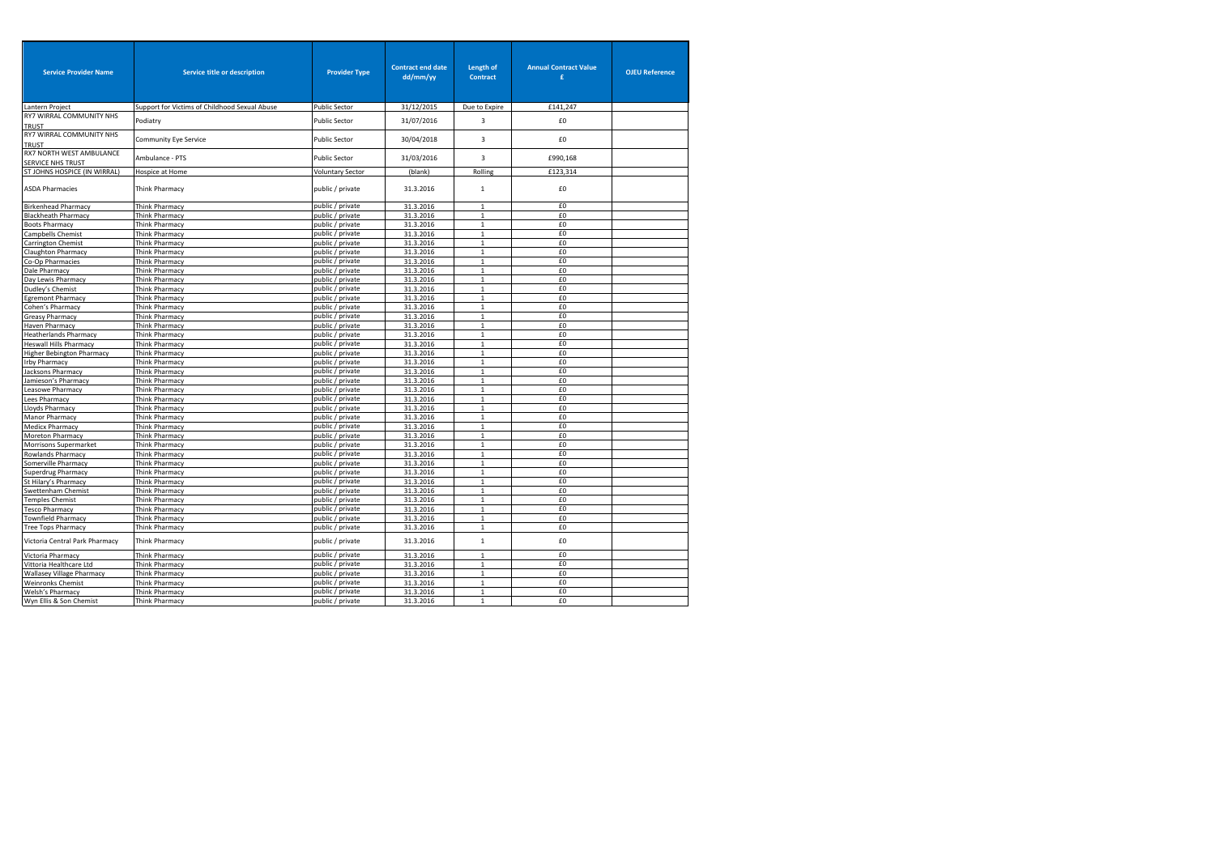| Service Provider Name | Service title or description | Provider Type | Contract end date dd/mm/yy | Length of Contract | Annual Contract Value £ | OJEU Reference |
| --- | --- | --- | --- | --- | --- | --- |
| Lantern Project | Support for Victims of Childhood Sexual Abuse | Public Sector | 31/12/2015 | Due to Expire | £141,247 | |
| RY7 WIRRAL COMMUNITY NHS TRUST | Podiatry | Public Sector | 31/07/2016 | 3 | £0 | |
| RY7 WIRRAL COMMUNITY NHS TRUST | Community Eye Service | Public Sector | 30/04/2018 | 3 | £0 | |
| RX7 NORTH WEST AMBULANCE SERVICE NHS TRUST | Ambulance - PTS | Public Sector | 31/03/2016 | 3 | £990,168 | |
| ST JOHNS HOSPICE (IN WIRRAL) | Hospice at Home | Voluntary Sector | (blank) | Rolling | £123,314 | |
| ASDA Pharmacies | Think Pharmacy | public / private | 31.3.2016 | 1 | £0 | |
| Birkenhead Pharmacy | Think Pharmacy | public / private | 31.3.2016 | 1 | £0 | |
| Blackheath Pharmacy | Think Pharmacy | public / private | 31.3.2016 | 1 | £0 | |
| Boots Pharmacy | Think Pharmacy | public / private | 31.3.2016 | 1 | £0 | |
| Campbells Chemist | Think Pharmacy | public / private | 31.3.2016 | 1 | £0 | |
| Carrington Chemist | Think Pharmacy | public / private | 31.3.2016 | 1 | £0 | |
| Claughton Pharmacy | Think Pharmacy | public / private | 31.3.2016 | 1 | £0 | |
| Co-Op Pharmacies | Think Pharmacy | public / private | 31.3.2016 | 1 | £0 | |
| Dale Pharmacy | Think Pharmacy | public / private | 31.3.2016 | 1 | £0 | |
| Day Lewis Pharmacy | Think Pharmacy | public / private | 31.3.2016 | 1 | £0 | |
| Dudley's Chemist | Think Pharmacy | public / private | 31.3.2016 | 1 | £0 | |
| Egremont Pharmacy | Think Pharmacy | public / private | 31.3.2016 | 1 | £0 | |
| Cohen's Pharmacy | Think Pharmacy | public / private | 31.3.2016 | 1 | £0 | |
| Greasy Pharmacy | Think Pharmacy | public / private | 31.3.2016 | 1 | £0 | |
| Haven Pharmacy | Think Pharmacy | public / private | 31.3.2016 | 1 | £0 | |
| Heatherlands Pharmacy | Think Pharmacy | public / private | 31.3.2016 | 1 | £0 | |
| Heswall Hills Pharmacy | Think Pharmacy | public / private | 31.3.2016 | 1 | £0 | |
| Higher Bebington Pharmacy | Think Pharmacy | public / private | 31.3.2016 | 1 | £0 | |
| Irby Pharmacy | Think Pharmacy | public / private | 31.3.2016 | 1 | £0 | |
| Jacksons Pharmacy | Think Pharmacy | public / private | 31.3.2016 | 1 | £0 | |
| Jamieson's Pharmacy | Think Pharmacy | public / private | 31.3.2016 | 1 | £0 | |
| Leasowe Pharmacy | Think Pharmacy | public / private | 31.3.2016 | 1 | £0 | |
| Lees Pharmacy | Think Pharmacy | public / private | 31.3.2016 | 1 | £0 | |
| Lloyds Pharmacy | Think Pharmacy | public / private | 31.3.2016 | 1 | £0 | |
| Manor Pharmacy | Think Pharmacy | public / private | 31.3.2016 | 1 | £0 | |
| Medicx Pharmacy | Think Pharmacy | public / private | 31.3.2016 | 1 | £0 | |
| Moreton Pharmacy | Think Pharmacy | public / private | 31.3.2016 | 1 | £0 | |
| Morrisons Supermarket | Think Pharmacy | public / private | 31.3.2016 | 1 | £0 | |
| Rowlands Pharmacy | Think Pharmacy | public / private | 31.3.2016 | 1 | £0 | |
| Somerville Pharmacy | Think Pharmacy | public / private | 31.3.2016 | 1 | £0 | |
| Superdrug Pharmacy | Think Pharmacy | public / private | 31.3.2016 | 1 | £0 | |
| St Hilary's Pharmacy | Think Pharmacy | public / private | 31.3.2016 | 1 | £0 | |
| Swettenham Chemist | Think Pharmacy | public / private | 31.3.2016 | 1 | £0 | |
| Temples Chemist | Think Pharmacy | public / private | 31.3.2016 | 1 | £0 | |
| Tesco Pharmacy | Think Pharmacy | public / private | 31.3.2016 | 1 | £0 | |
| Townfield Pharmacy | Think Pharmacy | public / private | 31.3.2016 | 1 | £0 | |
| Tree Tops Pharmacy | Think Pharmacy | public / private | 31.3.2016 | 1 | £0 | |
| Victoria Central Park Pharmacy | Think Pharmacy | public / private | 31.3.2016 | 1 | £0 | |
| Victoria Pharmacy | Think Pharmacy | public / private | 31.3.2016 | 1 | £0 | |
| Vittoria Healthcare Ltd | Think Pharmacy | public / private | 31.3.2016 | 1 | £0 | |
| Wallasey Village Pharmacy | Think Pharmacy | public / private | 31.3.2016 | 1 | £0 | |
| Weinronks Chemist | Think Pharmacy | public / private | 31.3.2016 | 1 | £0 | |
| Welsh's Pharmacy | Think Pharmacy | public / private | 31.3.2016 | 1 | £0 | |
| Wyn Ellis & Son Chemist | Think Pharmacy | public / private | 31.3.2016 | 1 | £0 | |